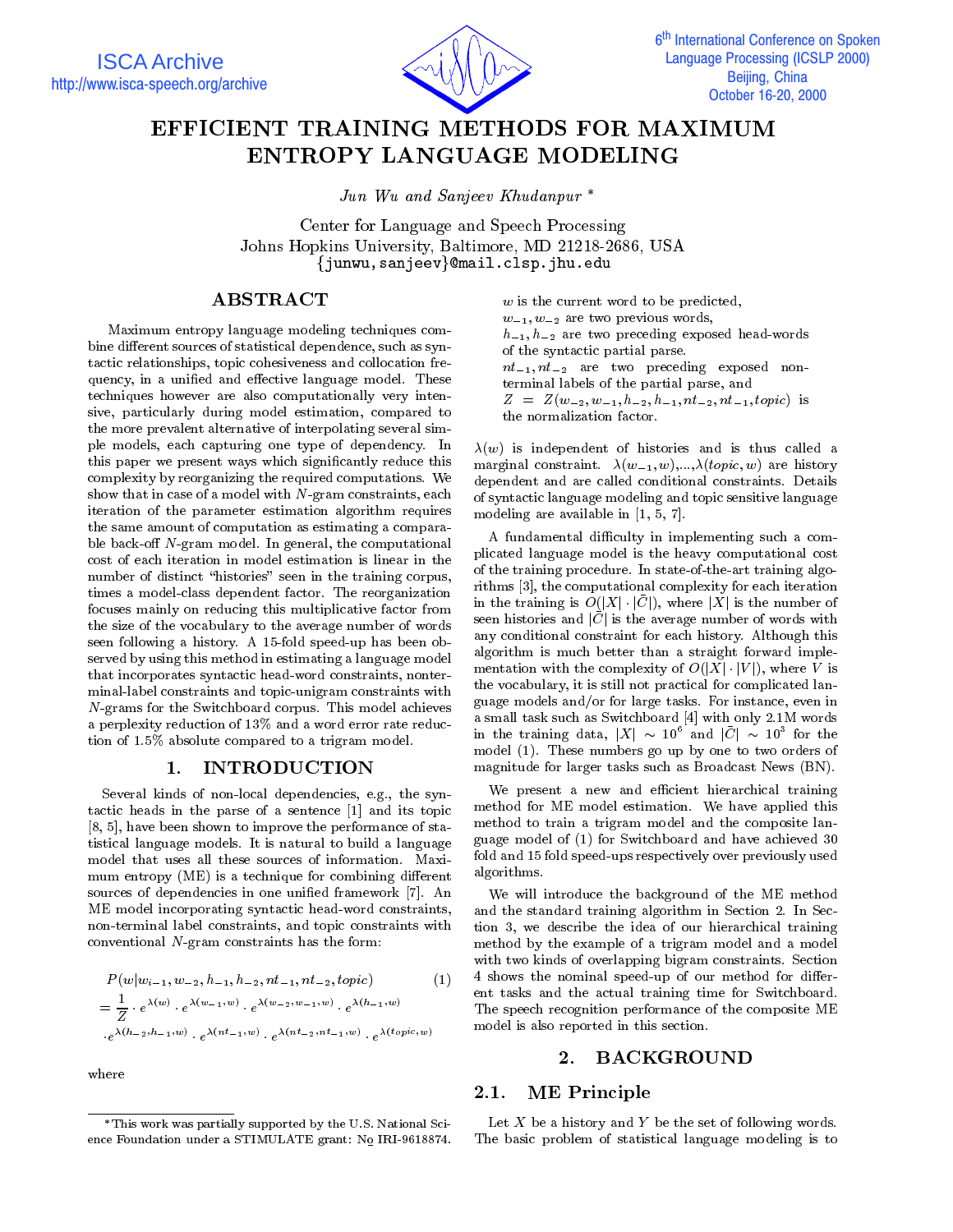# EFFICIENT TRAINING METHODS FOR MAXIMUM ENTROPY LANGUAGE MODELING

*Jun Wu and Sanjeev Khudanpur* *

Center for Language and Speech Processing
Johns Hopkins University, Baltimore, MD 21218-2686, USA
{junwu, sanjeev}@mail.clsp.jhu.edu

## ABSTRACT

Maximum entropy language modeling techniques combine different sources of statistical dependence, such as syntactic relationships, topic cohesiveness and collocation frequency, in a unified and effective language model. These techniques however are also computationally very intensive, particularly during model estimation, compared to the more prevalent alternative of interpolating several simple models, each capturing one type of dependency. In this paper we present ways which significantly reduce this complexity by reorganizing the required computations. We show that in case of a model with $N$-gram constraints, each iteration of the parameter estimation algorithm requires the same amount of computation as estimating a comparable back-off $N$-gram model. In general, the computational cost of each iteration in model estimation is linear in the number of distinct "histories" seen in the training corpus, times a model-class dependent factor. The reorganization focuses mainly on reducing this multiplicative factor from the size of the vocabulary to the average number of words seen following a history. A 15-fold speed-up has been observed by using this method in estimating a language model that incorporates syntactic head-word constraints, nonterminal-label constraints and topic-unigram constraints with $N$-grams for the Switchboard corpus. This model achieves a perplexity reduction of 13% and a word error rate reduction of 1.5% absolute compared to a trigram model.

## 1. INTRODUCTION

Several kinds of non-local dependencies, e.g., the syntactic heads in the parse of a sentence [1] and its topic [8, 5], have been shown to improve the performance of statistical language models. It is natural to build a language model that uses all these sources of information. Maximum entropy (ME) is a technique for combining different sources of dependencies in one unified framework [7]. An ME model incorporating syntactic head-word constraints, non-terminal label constraints, and topic constraints with conventional $N$-gram constraints has the form:

$$P(w|w_{i-1}, w_{-2}, h_{-1}, h_{-2}, nt_{-1}, nt_{-2}, topic) \quad (1)$$
$$= \frac{1}{Z} \cdot e^{\lambda(w)} \cdot e^{\lambda(w_{-1},w)} \cdot e^{\lambda(w_{-2},w_{-1},w)} \cdot e^{\lambda(h_{-1},w)}$$
$$\cdot e^{\lambda(h_{-2},h_{-1},w)} \cdot e^{\lambda(nt_{-1},w)} \cdot e^{\lambda(nt_{-2},nt_{-1},w)} \cdot e^{\lambda(topic,w)}$$

where

$w$ is the current word to be predicted,
$w_{-1}, w_{-2}$ are two previous words,
$h_{-1}, h_{-2}$ are two preceding exposed head-words of the syntactic partial parse.
$nt_{-1}, nt_{-2}$ are two preceding exposed non-terminal labels of the partial parse, and
$Z = Z(w_{-2}, w_{-1}, h_{-2}, h_{-1}, nt_{-2}, nt_{-1}, topic)$ is the normalization factor.

$\lambda(w)$ is independent of histories and is thus called a marginal constraint. $\lambda(w_{-1}, w)$,...,$\lambda(topic, w)$ are history dependent and are called conditional constraints. Details of syntactic language modeling and topic sensitive language modeling are available in [1, 5, 7].

A fundamental difficulty in implementing such a complicated language model is the heavy computational cost of the training procedure. In state-of-the-art training algorithms [3], the computational complexity for each iteration in the training is $O(|X| \cdot |\bar{C}|)$, where $|X|$ is the number of seen histories and $|\bar{C}|$ is the average number of words with any conditional constraint for each history. Although this algorithm is much better than a straight forward implementation with the complexity of $O(|X| \cdot |V|)$, where $V$ is the vocabulary, it is still not practical for complicated language models and/or for large tasks. For instance, even in a small task such as Switchboard [4] with only 2.1M words in the training data, $|X| \sim 10^6$ and $|\bar{C}| \sim 10^3$ for the model (1). These numbers go up by one to two orders of magnitude for larger tasks such as Broadcast News (BN).

We present a new and efficient hierarchical training method for ME model estimation. We have applied this method to train a trigram model and the composite language model of (1) for Switchboard and have achieved 30 fold and 15 fold speed-ups respectively over previously used algorithms.

We will introduce the background of the ME method and the standard training algorithm in Section 2. In Section 3, we describe the idea of our hierarchical training method by the example of a trigram model and a model with two kinds of overlapping bigram constraints. Section 4 shows the nominal speed-up of our method for different tasks and the actual training time for Switchboard. The speech recognition performance of the composite ME model is also reported in this section.

## 2. BACKGROUND

### 2.1. ME Principle

Let $X$ be a history and $Y$ be the set of following words. The basic problem of statistical language modeling is to

---

*This work was partially supported by the U.S. National Science Foundation under a STIMULATE grant: № IRI-9618874.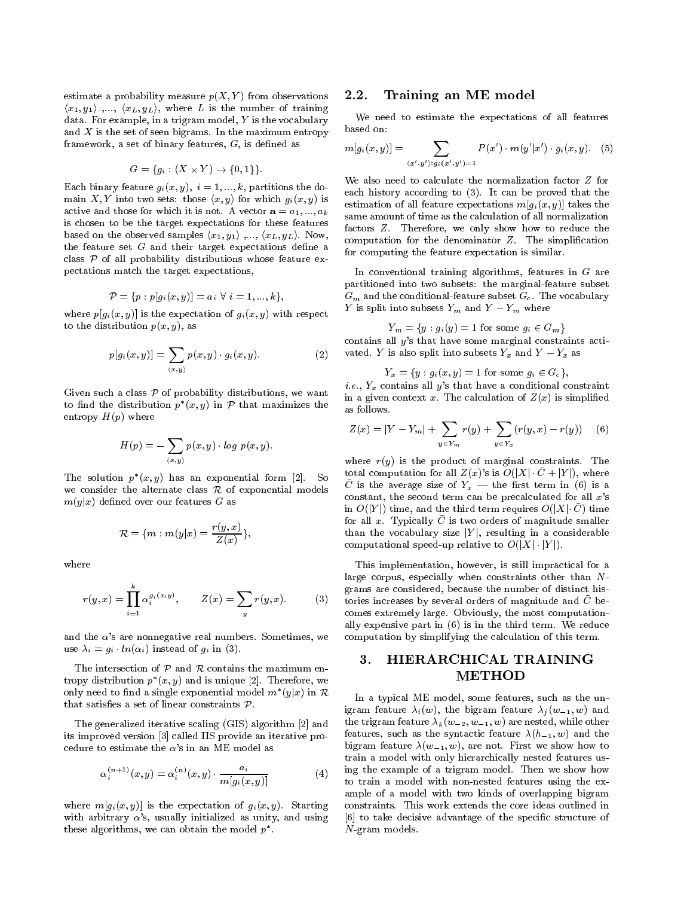estimate a probability measure $p(X,Y)$ from observations $\langle x_1, y_1\rangle$ ,..., $\langle x_L, y_L\rangle$, where $L$ is the number of training data. For example, in a trigram model, $Y$ is the vocabulary and $X$ is the set of seen bigrams. In the maximum entropy framework, a set of binary features, $G$, is defined as

$$G = \{g_i : (X \times Y) \to \{0, 1\}\}.$$

Each binary feature $g_i(x,y)$, $i = 1, ..., k$, partitions the domain $X, Y$ into two sets: those $\langle x, y\rangle$ for which $g_i(x,y)$ is active and those for which it is not. A vector $\mathbf{a} = a_1, ..., a_k$ is chosen to be the target expectations for these features based on the observed samples $\langle x_1, y_1\rangle$ ,..., $\langle x_L, y_L\rangle$. Now, the feature set $G$ and their target expectations define a class $\mathcal{P}$ of all probability distributions whose feature expectations match the target expectations,

$$\mathcal{P} = \{p : p[g_i(x,y)] = a_i \ \forall \ i = 1, ..., k\},$$

where $p[g_i(x,y)]$ is the expectation of $g_i(x,y)$ with respect to the distribution $p(x,y)$, as

$$p[g_i(x,y)] = \sum_{\langle x,y\rangle} p(x,y) \cdot g_i(x,y). \tag{2}$$

Given such a class $\mathcal{P}$ of probability distributions, we want to find the distribution $p^*(x,y)$ in $\mathcal{P}$ that maximizes the entropy $H(p)$ where

$$H(p) = -\sum_{\langle x,y\rangle} p(x,y) \cdot log\ p(x,y).$$

The solution $p^*(x,y)$ has an exponential form [2]. So we consider the alternate class $\mathcal{R}$ of exponential models $m(y|x)$ defined over our features $G$ as

$$\mathcal{R} = \{m : m(y|x) = \frac{r(y,x)}{Z(x)}\},$$

where

$$r(y,x) = \prod_{i=1}^{k} \alpha_i^{g_i(x,y)}, \qquad Z(x) = \sum_{y} r(y,x). \tag{3}$$

and the $\alpha$'s are nonnegative real numbers. Sometimes, we use $\lambda_i = g_i \cdot ln(\alpha_i)$ instead of $g_i$ in (3).

The intersection of $\mathcal{P}$ and $\mathcal{R}$ contains the maximum entropy distribution $p^*(x,y)$ and is unique [2]. Therefore, we only need to find a single exponential model $m^*(y|x)$ in $\mathcal{R}$ that satisfies a set of linear constraints $\mathcal{P}$.

The generalized iterative scaling (GIS) algorithm [2] and its improved version [3] called IIS provide an iterative procedure to estimate the $\alpha$'s in an ME model as

$$\alpha_i^{(n+1)}(x,y) = \alpha_i^{(n)}(x,y) \cdot \frac{a_i}{m[g_i(x,y)]} \tag{4}$$

where $m[g_i(x,y)]$ is the expectation of $g_i(x,y)$. Starting with arbitrary $\alpha$'s, usually initialized as unity, and using these algorithms, we can obtain the model $p^*$.

## 2.2. Training an ME model

We need to estimate the expectations of all features based on:

$$m[g_i(x,y)] = \sum_{\langle x',y'\rangle : g_i(x',y')=1} P(x') \cdot m(y'|x') \cdot g_i(x,y). \tag{5}$$

We also need to calculate the normalization factor $Z$ for each history according to (3). It can be proved that the estimation of all feature expectations $m[g_i(x,y)]$ takes the same amount of time as the calculation of all normalization factors $Z$. Therefore, we only show how to reduce the computation for the denominator $Z$. The simplification for computing the feature expectation is similar.

In conventional training algorithms, features in $G$ are partitioned into two subsets: the marginal-feature subset $G_m$ and the conditional-feature subset $G_c$. The vocabulary $Y$ is split into subsets $Y_m$ and $Y - Y_m$ where

$$Y_m = \{y : g_i(y) = 1 \text{ for some } g_i \in G_m\}$$

contains all $y$'s that have some marginal constraints activated. $Y$ is also split into subsets $Y_x$ and $Y - Y_x$ as

$$Y_x = \{y : g_i(x,y) = 1 \text{ for some } g_i \in G_c\},$$

*i.e.*, $Y_x$ contains all $y$'s that have a conditional constraint in a given context $x$. The calculation of $Z(x)$ is simplified as follows.

$$Z(x) = |Y - Y_m| + \sum_{y \in Y_m} r(y) + \sum_{y \in Y_x} (r(y,x) - r(y)) \tag{6}$$

where $r(y)$ is the product of marginal constraints. The total computation for all $Z(x)$'s is $O(|X| \cdot \bar{C} + |Y|)$, where $\bar{C}$ is the average size of $Y_x$ — the first term in (6) is a constant, the second term can be precalculated for all $x$'s in $O(|Y|)$ time, and the third term requires $O(|X| \cdot \bar{C})$ time for all $x$. Typically $\bar{C}$ is two orders of magnitude smaller than the vocabulary size $|Y|$, resulting in a considerable computational speed-up relative to $O(|X| \cdot |Y|)$.

This implementation, however, is still impractical for a large corpus, especially when constraints other than $N$-grams are considered, because the number of distinct histories increases by several orders of magnitude and $\bar{C}$ becomes extremely large. Obviously, the most computationally expensive part in (6) is in the third term. We reduce computation by simplifying the calculation of this term.

# 3. HIERARCHICAL TRAINING METHOD

In a typical ME model, some features, such as the unigram feature $\lambda_i(w)$, the bigram feature $\lambda_j(w_{-1}, w)$ and the trigram feature $\lambda_k(w_{-2}, w_{-1}, w)$ are nested, while other features, such as the syntactic feature $\lambda(h_{-1}, w)$ and the bigram feature $\lambda(w_{-1}, w)$, are not. First we show how to train a model with only hierarchically nested features using the example of a trigram model. Then we show how to train a model with non-nested features using the example of a model with two kinds of overlapping bigram constraints. This work extends the core ideas outlined in [6] to take decisive advantage of the specific structure of $N$-gram models.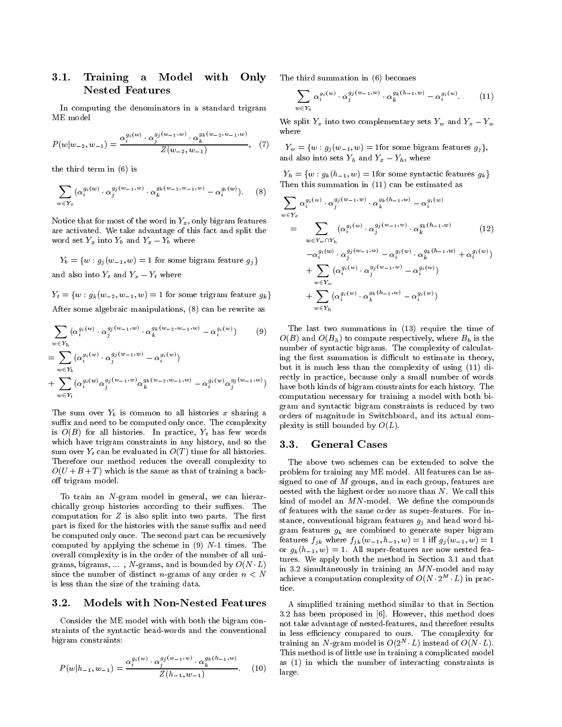### 3.1. Training a Model with Only Nested Features

In computing the denominators in a standard trigram ME model

$$P(w|w_{-2}, w_{-1}) = \frac{\alpha_i^{g_i(w)} \cdot \alpha_j^{g_j(w_{-1},w)} \cdot \alpha_k^{g_k(w_{-2},w_{-1},w)}}{Z(w_{-2}, w_{-1})}, \quad (7)$$

the third term in (6) is

$$\sum_{w \in Y_x} (\alpha_i^{g_i(w)} \cdot \alpha_j^{g_j(w_{-1},w)} \cdot \alpha_k^{g_k(w_{-2},w_{-1},w)} - \alpha_i^{g_i(w)}). \quad (8)$$

Notice that for most of the word in $Y_x$, only bigram features are activated. We take advantage of this fact and split the word set $Y_x$ into $Y_b$ and $Y_x - Y_b$ where

$$Y_b = \{w : g_j(w_{-1}, w) = 1 \text{ for some bigram feature } g_j\}$$

and also into $Y_t$ and $Y_x - Y_t$ where

$$Y_t = \{w : g_k(w_{-2}, w_{-1}, w) = 1 \text{ for some trigram feature } g_k\}$$

After some algebraic manipulations, (8) can be rewrite as

$$\begin{aligned}
&\sum_{w \in Y_h} (\alpha_i^{g_i(w)} \cdot \alpha_j^{g_j(w_{-1},w)} \cdot \alpha_k^{g_k(w_{-2},w_{-1},w)} - \alpha_i^{g_i(w)}) \quad (9)\\
&= \sum_{w \in Y_b} (\alpha_i^{g_i(w)} \cdot \alpha_j^{g_j(w_{-1},w)} - \alpha_i^{g_i(w)})\\
&+ \sum_{w \in Y_t} (\alpha_i^{g_i(w)} \alpha_j^{g_j(w_{-1},w)} \alpha_k^{g_k(w_{-2},w_{-1},w)} - \alpha_i^{g_i(w)} \alpha_j^{g_j(w_{-1},w)})
\end{aligned}$$

The sum over $Y_b$ is common to all histories $x$ sharing a suffix and need to be computed only once. The complexity is $O(B)$ for all histories. In practice, $Y_t$ has few words which have trigram constraints in any history, and so the sum over $Y_t$ can be evaluated in $O(T)$ time for all histories. Therefore our method reduces the overall complexity to $O(U + B + T)$ which is the same as that of training a backoff trigram model.

To train an $N$-gram model in general, we can hierarchically group histories according to their suffixes. The computation for $Z$ is also split into two parts. The first part is fixed for the histories with the same suffix and need be computed only once. The second part can be recursively computed by applying the scheme in (9) $N$-1 times. The overall complexity is in the order of the number of all unigrams, bigrams, ... , $N$-grams, and is bounded by $O(N \cdot L)$ since the number of distinct $n$-grams of any order $n < N$ is less than the size of the training data.

### 3.2. Models with Non-Nested Features

Consider the ME model with with both the bigram constraints of the syntactic head-words and the conventional bigram constraints:

$$P(w|h_{-1}, w_{-1}) = \frac{\alpha_i^{g_i(w)} \cdot \alpha_j^{g_j(w_{-1},w)} \cdot \alpha_k^{g_k(h_{-1},w)}}{Z(h_{-1}, w_{-1})}. \quad (10)$$

The third summation in (6) becomes

$$\sum_{w \in Y_x} \alpha_i^{g_i(w)} \cdot \alpha_j^{g_j(w_{-1},w)} \cdot \alpha_k^{g_k(h_{-1},w)} - \alpha_i^{g_i(w)}. \quad (11)$$

We split $Y_x$ into two complementary sets $Y_w$ and $Y_x - Y_w$ where

$$Y_w = \{w : g_j(w_{-1}, w) = 1 \text{for some bigram features } g_j\},$$

and also into sets $Y_h$ and $Y_x - Y_h$, where

$$Y_h = \{w : g_k(h_{-1}, w) = 1 \text{for some syntactic features } g_k\}$$

Then this summation in (11) can be estimated as

$$\begin{aligned}
&\sum_{w \in Y_x} \alpha_i^{g_i(w)} \cdot \alpha_j^{g_j(w_{-1},w)} \cdot \alpha_k^{g_k(h_{-1},w)} - \alpha_i^{g_i(w)}\\
&= \sum_{w \in Y_w \cap Y_h} (\alpha_i^{g_i(w)} \cdot \alpha_j^{g_j(w_{-1},w)} \cdot \alpha_k^{g_k(h_{-1},w)} \quad (12)\\
&\quad - \alpha_i^{g_i(w)} \cdot \alpha_j^{g_j(w_{-1},w)} - \alpha_i^{g_i(w)} \cdot \alpha_k^{g_k(h_{-1},w)} + \alpha_i^{g_i(w)})\\
&\quad + \sum_{w \in Y_w} (\alpha_i^{g_i(w)} \cdot \alpha_j^{g_j(w_{-1},w)} - \alpha_i^{g_i(w)})\\
&\quad + \sum_{w \in Y_h} (\alpha_i^{g_i(w)} \cdot \alpha_k^{g_k(h_{-1},w)} - \alpha_i^{g_i(w)})
\end{aligned}$$

The last two summations in (13) require the time of $O(B)$ and $O(B_h)$ to compute respectively, where $B_h$ is the number of syntactic bigrams. The complexity of calculating the first summation is difficult to estimate in theory, but it is much less than the complexity of using (11) directly in practice, because only a small number of words have both kinds of bigram constraints for each history. The computation necessary for training a model with both bigram and syntactic bigram constraints is reduced by two orders of magnitude in Switchboard, and its actual complexity is still bounded by $O(L)$.

### 3.3. General Cases

The above two schemes can be extended to solve the problem for training any ME model. All features can be assigned to one of $M$ groups, and in each group, features are nested with the highest order no more than $N$. We call this kind of model an $MN$-model. We define the compounds of features with the same order as super-features. For instance, conventional bigram features $g_j$ and head word bigram features $g_k$ are combined to generate super bigram features $f_{jk}$ where $f_{jk}(w_{-1}, h_{-1}, w) = 1$ iff $g_j(w_{-1}, w) = 1$ or $g_k(h_{-1}, w) = 1$. All super-features are now nested features. We apply both the method in Section 3.1 and that in 3.2 simultaneously in training an $MN$-model and may achieve a computation complexity of $O(N \cdot 2^M \cdot L)$ in practice.

A simplified training method similar to that in Section 3.2 has been proposed in [6]. However, this method does not take advantage of nested-features, and therefore results in less efficiency compared to ours. The complexity for training an $N$-gram model is $O(2^N \cdot L)$ instead of $O(N \cdot L)$. This method is of little use in training a complicated model as (1) in which the number of interacting constraints is large.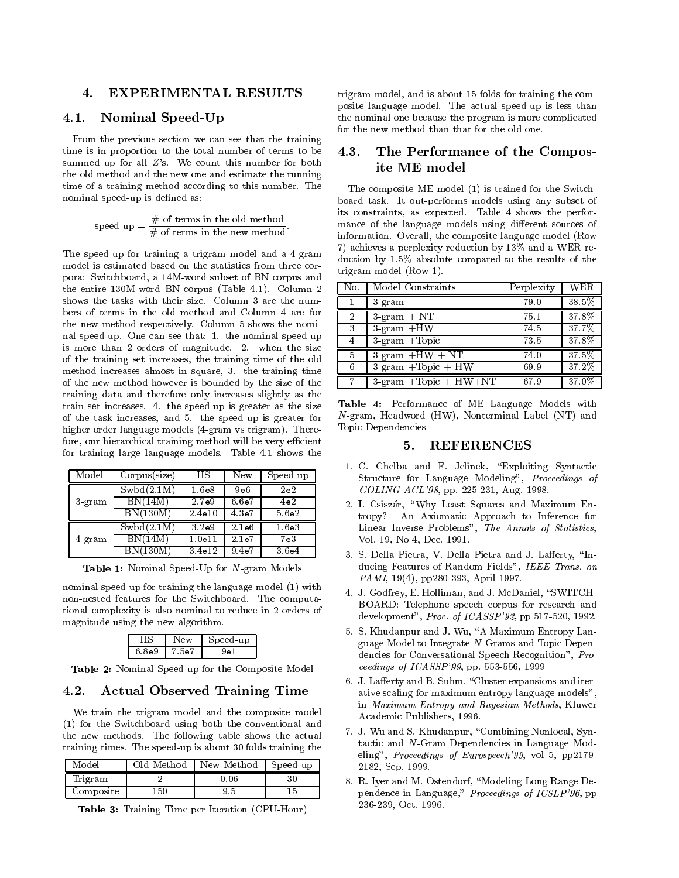## 4. EXPERIMENTAL RESULTS

### 4.1. Nominal Speed-Up

From the previous section we can see that the training time is in proportion to the total number of terms to be summed up for all $Z$'s. We count this number for both the old method and the new one and estimate the running time of a training method according to this number. The nominal speed-up is defined as:

$$\text{speed-up} = \frac{\#\text{ of terms in the old method}}{\#\text{ of terms in the new method}}.$$

The speed-up for training a trigram model and a 4-gram model is estimated based on the statistics from three corpora: Switchboard, a 14M-word subset of BN corpus and the entire 130M-word BN corpus (Table 4.1). Column 2 shows the tasks with their size. Column 3 are the numbers of terms in the old method and Column 4 are for the new method respectively. Column 5 shows the nominal speed-up. One can see that: 1. the nominal speed-up is more than 2 orders of magnitude. 2. when the size of the training set increases, the training time of the old method increases almost in square, 3. the training time of the new method however is bounded by the size of the training data and therefore only increases slightly as the train set increases. 4. the speed-up is greater as the size of the task increases, and 5. the speed-up is greater for higher order language models (4-gram vs trigram). Therefore, our hierarchical training method will be very efficient for training large language models. Table 4.1 shows the

| Model | Corpus(size) | IIS | New | Speed-up |
|---|---|---|---|---|
| 3-gram | Swbd(2.1M) | 1.6e8 | 9e6 | 2e2 |
| | BN(14M) | 2.7e9 | 6.6e7 | 4e2 |
| | BN(130M) | 2.4e10 | 4.3e7 | 5.6e2 |
| 4-gram | Swbd(2.1M) | 3.2e9 | 2.1e6 | 1.6e3 |
| | BN(14M) | 1.0e11 | 2.1e7 | 7e3 |
| | BN(130M) | 3.4e12 | 9.4e7 | 3.6e4 |

**Table 1:** Nominal Speed-Up for $N$-gram Models

nominal speed-up for training the language model (1) with non-nested features for the Switchboard. The computational complexity is also nominal to reduce in 2 orders of magnitude using the new algorithm.

| IIS | New | Speed-up |
|---|---|---|
| 6.8e9 | 7.5e7 | 9e1 |

**Table 2:** Nominal Speed-up for the Composite Model

### 4.2. Actual Observed Training Time

We train the trigram model and the composite model (1) for the Switchboard using both the conventional and the new methods. The following table shows the actual training times. The speed-up is about 30 folds training the trigram model, and is about 15 folds for training the composite language model. The actual speed-up is less than the nominal one because the program is more complicated for the new method than that for the old one.

| Model | Old Method | New Method | Speed-up |
|---|---|---|---|
| Trigram | 2 | 0.06 | 30 |
| Composite | 150 | 9.5 | 15 |

**Table 3:** Training Time per Iteration (CPU-Hour)

### 4.3. The Performance of the Composite ME model

The composite ME model (1) is trained for the Switchboard task. It out-performs models using any subset of its constraints, as expected. Table 4 shows the performance of the language models using different sources of information. Overall, the composite language model (Row 7) achieves a perplexity reduction by 13% and a WER reduction by 1.5% absolute compared to the results of the trigram model (Row 1).

| No. | Model Constraints | Perplexity | WER |
|---|---|---|---|
| 1 | 3-gram | 79.0 | 38.5% |
| 2 | 3-gram + NT | 75.1 | 37.8% |
| 3 | 3-gram +HW | 74.5 | 37.7% |
| 4 | 3-gram +Topic | 73.5 | 37.8% |
| 5 | 3-gram +HW + NT | 74.0 | 37.5% |
| 6 | 3-gram +Topic + HW | 69.9 | 37.2% |
| 7 | 3-gram +Topic + HW+NT | 67.9 | 37.0% |

**Table 4:** Performance of ME Language Models with $N$-gram, Headword (HW), Nonterminal Label (NT) and Topic Dependencies

## 5. REFERENCES

1. C. Chelba and F. Jelinek, "Exploiting Syntactic Structure for Language Modeling", *Proceedings of COLING-ACL'98*, pp. 225-231, Aug. 1998.
2. I. Csiszár, "Why Least Squares and Maximum Entropy? An Axiomatic Approach to Inference for Linear Inverse Problems", *The Annals of Statistics*, Vol. 19, No 4, Dec. 1991.
3. S. Della Pietra, V. Della Pietra and J. Lafferty, "Inducing Features of Random Fields", *IEEE Trans. on PAMI*, 19(4), pp280-393, April 1997.
4. J. Godfrey, E. Holliman, and J. McDaniel, "SWITCHBOARD: Telephone speech corpus for research and development", *Proc. of ICASSP'92*, pp 517-520, 1992.
5. S. Khudanpur and J. Wu, "A Maximum Entropy Language Model to Integrate $N$-Grams and Topic Dependencies for Conversational Speech Recognition", *Proceedings of ICASSP'99*, pp. 553-556, 1999
6. J. Lafferty and B. Suhm. "Cluster expansions and iterative scaling for maximum entropy language models", in *Maximum Entropy and Bayesian Methods*, Kluwer Academic Publishers, 1996.
7. J. Wu and S. Khudanpur, "Combining Nonlocal, Syntactic and $N$-Gram Dependencies in Language Modeling", *Proceedings of Eurospeech'99*, vol 5, pp2179-2182, Sep. 1999.
8. R. Iyer and M. Ostendorf, "Modeling Long Range Dependence in Language," *Proceedings of ICSLP'96*, pp 236-239, Oct. 1996.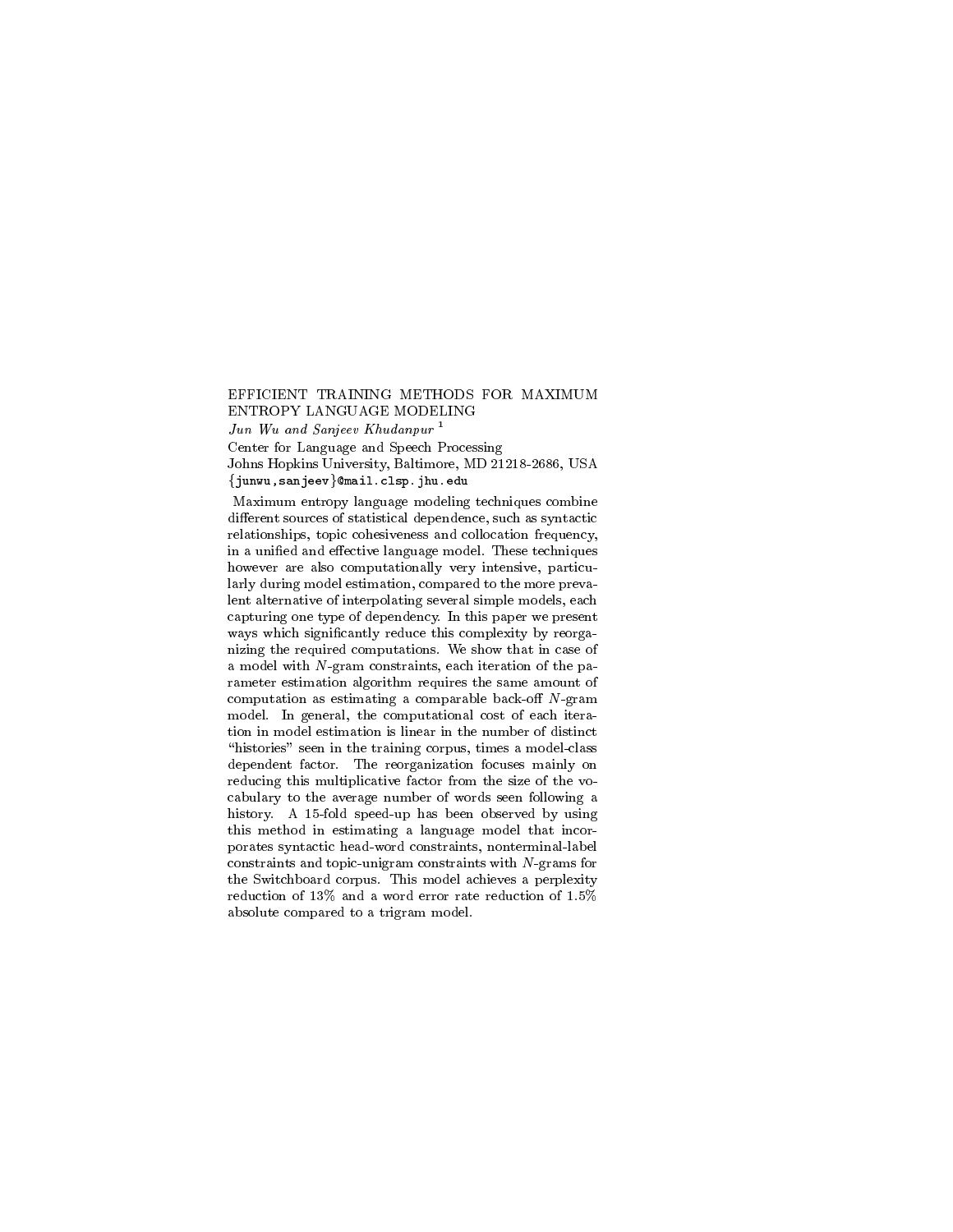EFFICIENT TRAINING METHODS FOR MAXIMUM ENTROPY LANGUAGE MODELING

*Jun Wu and Sanjeev Khudanpur* [1]

Center for Language and Speech Processing
Johns Hopkins University, Baltimore, MD 21218-2686, USA
`{junwu,sanjeev}@mail.clsp.jhu.edu`

Maximum entropy language modeling techniques combine different sources of statistical dependence, such as syntactic relationships, topic cohesiveness and collocation frequency, in a unified and effective language model. These techniques however are also computationally very intensive, particularly during model estimation, compared to the more prevalent alternative of interpolating several simple models, each capturing one type of dependency. In this paper we present ways which significantly reduce this complexity by reorganizing the required computations. We show that in case of a model with $N$-gram constraints, each iteration of the parameter estimation algorithm requires the same amount of computation as estimating a comparable back-off $N$-gram model. In general, the computational cost of each iteration in model estimation is linear in the number of distinct "histories" seen in the training corpus, times a model-class dependent factor. The reorganization focuses mainly on reducing this multiplicative factor from the size of the vocabulary to the average number of words seen following a history. A 15-fold speed-up has been observed by using this method in estimating a language model that incorporates syntactic head-word constraints, nonterminal-label constraints and topic-unigram constraints with $N$-grams for the Switchboard corpus. This model achieves a perplexity reduction of 13% and a word error rate reduction of 1.5% absolute compared to a trigram model.